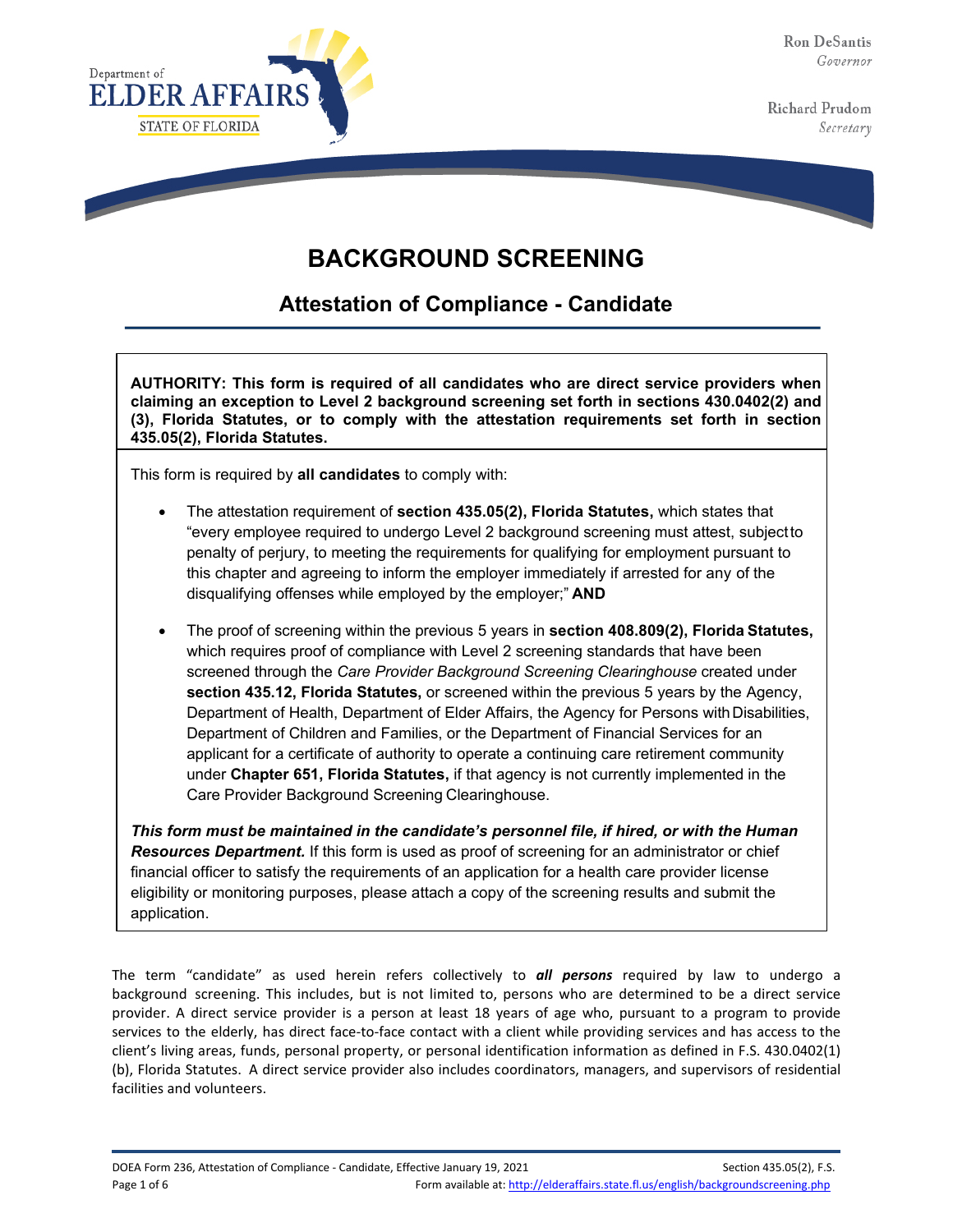Department of
ELDER AFFAIRS
STATE OF FLORIDA

Ron DeSantis
*Governor*

Richard Prudom
*Secretary*

# BACKGROUND SCREENING

## Attestation of Compliance - Candidate

**AUTHORITY: This form is required of all candidates who are direct service providers when claiming an exception to Level 2 background screening set forth in sections 430.0402(2) and (3), Florida Statutes, or to comply with the attestation requirements set forth in section 435.05(2), Florida Statutes.**

This form is required by **all candidates** to comply with:

- The attestation requirement of **section 435.05(2), Florida Statutes,** which states that "every employee required to undergo Level 2 background screening must attest, subject to penalty of perjury, to meeting the requirements for qualifying for employment pursuant to this chapter and agreeing to inform the employer immediately if arrested for any of the disqualifying offenses while employed by the employer;" **AND**

- The proof of screening within the previous 5 years in **section 408.809(2), Florida Statutes,** which requires proof of compliance with Level 2 screening standards that have been screened through the *Care Provider Background Screening Clearinghouse* created under **section 435.12, Florida Statutes,** or screened within the previous 5 years by the Agency, Department of Health, Department of Elder Affairs, the Agency for Persons with Disabilities, Department of Children and Families, or the Department of Financial Services for an applicant for a certificate of authority to operate a continuing care retirement community under **Chapter 651, Florida Statutes,** if that agency is not currently implemented in the Care Provider Background Screening Clearinghouse.

***This form must be maintained in the candidate's personnel file, if hired, or with the Human Resources Department.*** If this form is used as proof of screening for an administrator or chief financial officer to satisfy the requirements of an application for a health care provider license eligibility or monitoring purposes, please attach a copy of the screening results and submit the application.

The term "candidate" as used herein refers collectively to ***all persons*** required by law to undergo a background screening. This includes, but is not limited to, persons who are determined to be a direct service provider. A direct service provider is a person at least 18 years of age who, pursuant to a program to provide services to the elderly, has direct face-to-face contact with a client while providing services and has access to the client's living areas, funds, personal property, or personal identification information as defined in F.S. 430.0402(1)(b), Florida Statutes. A direct service provider also includes coordinators, managers, and supervisors of residential facilities and volunteers.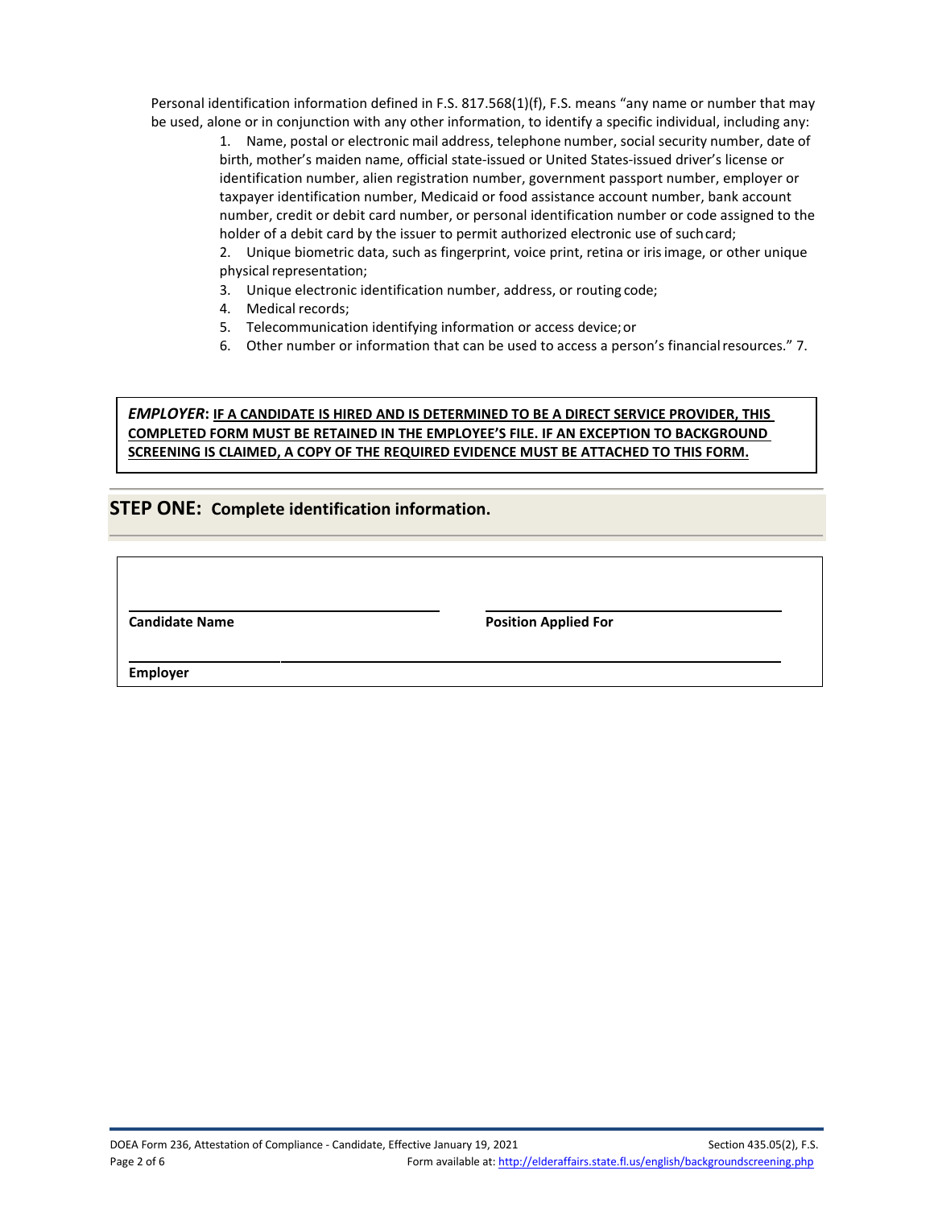Personal identification information defined in F.S. 817.568(1)(f), F.S. means "any name or number that may be used, alone or in conjunction with any other information, to identify a specific individual, including any:

1. Name, postal or electronic mail address, telephone number, social security number, date of birth, mother's maiden name, official state-issued or United States-issued driver's license or identification number, alien registration number, government passport number, employer or taxpayer identification number, Medicaid or food assistance account number, bank account number, credit or debit card number, or personal identification number or code assigned to the holder of a debit card by the issuer to permit authorized electronic use of such card;
2. Unique biometric data, such as fingerprint, voice print, retina or iris image, or other unique physical representation;
3. Unique electronic identification number, address, or routing code;
4. Medical records;
5. Telecommunication identifying information or access device; or
6. Other number or information that can be used to access a person's financial resources." 7.

> ***EMPLOYER*: <u>IF A CANDIDATE IS HIRED AND IS DETERMINED TO BE A DIRECT SERVICE PROVIDER, THIS COMPLETED FORM MUST BE RETAINED IN THE EMPLOYEE'S FILE. IF AN EXCEPTION TO BACKGROUND SCREENING IS CLAIMED, A COPY OF THE REQUIRED EVIDENCE MUST BE ATTACHED TO THIS FORM.</u>**

## STEP ONE: Complete identification information.

______________________________ ______________________________
**Candidate Name** **Position Applied For**

____________________________________________________________
**Employer**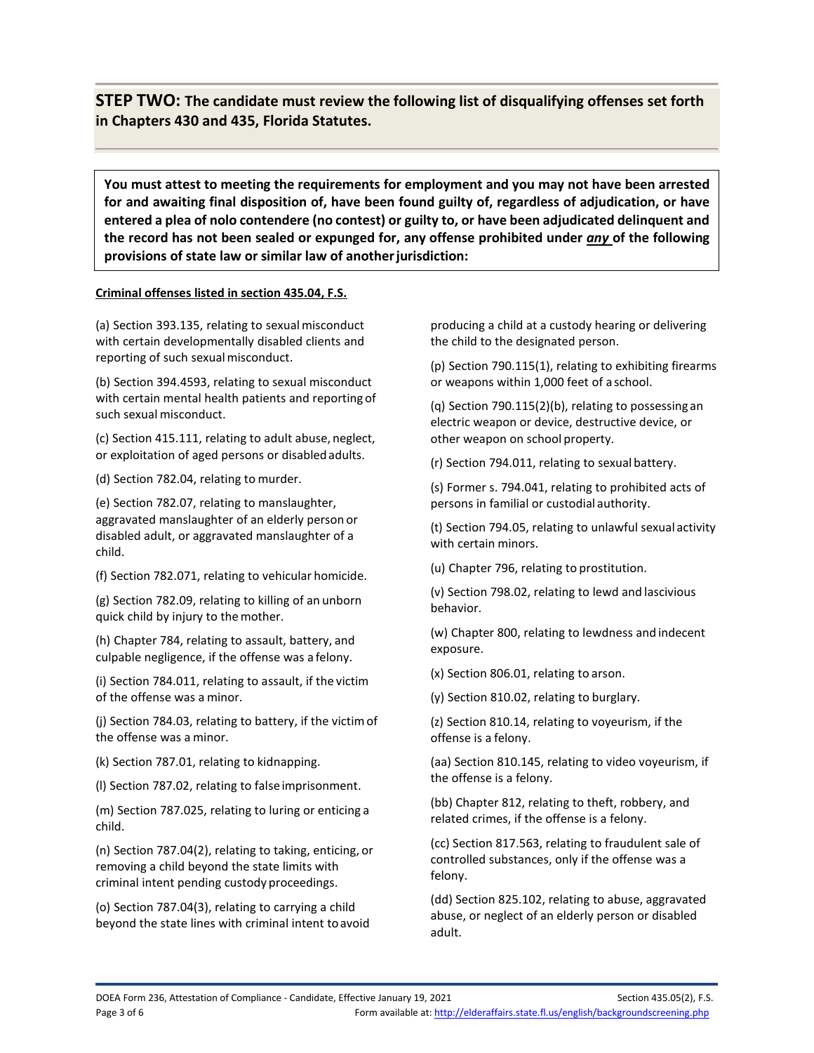## **STEP TWO:** The candidate must review the following list of disqualifying offenses set forth in Chapters 430 and 435, Florida Statutes.

**You must attest to meeting the requirements for employment and you may not have been arrested for and awaiting final disposition of, have been found guilty of, regardless of adjudication, or have entered a plea of nolo contendere (no contest) or guilty to, or have been adjudicated delinquent and the record has not been sealed or expunged for, any offense prohibited under _any_ of the following provisions of state law or similar law of another jurisdiction:**

**Criminal offenses listed in section 435.04, F.S.**

(a) Section 393.135, relating to sexual misconduct with certain developmentally disabled clients and reporting of such sexual misconduct.

(b) Section 394.4593, relating to sexual misconduct with certain mental health patients and reporting of such sexual misconduct.

(c) Section 415.111, relating to adult abuse, neglect, or exploitation of aged persons or disabled adults.

(d) Section 782.04, relating to murder.

(e) Section 782.07, relating to manslaughter, aggravated manslaughter of an elderly person or disabled adult, or aggravated manslaughter of a child.

(f) Section 782.071, relating to vehicular homicide.

(g) Section 782.09, relating to killing of an unborn quick child by injury to the mother.

(h) Chapter 784, relating to assault, battery, and culpable negligence, if the offense was a felony.

(i) Section 784.011, relating to assault, if the victim of the offense was a minor.

(j) Section 784.03, relating to battery, if the victim of the offense was a minor.

(k) Section 787.01, relating to kidnapping.

(l) Section 787.02, relating to false imprisonment.

(m) Section 787.025, relating to luring or enticing a child.

(n) Section 787.04(2), relating to taking, enticing, or removing a child beyond the state limits with criminal intent pending custody proceedings.

(o) Section 787.04(3), relating to carrying a child beyond the state lines with criminal intent to avoid producing a child at a custody hearing or delivering the child to the designated person.

(p) Section 790.115(1), relating to exhibiting firearms or weapons within 1,000 feet of a school.

(q) Section 790.115(2)(b), relating to possessing an electric weapon or device, destructive device, or other weapon on school property.

(r) Section 794.011, relating to sexual battery.

(s) Former s. 794.041, relating to prohibited acts of persons in familial or custodial authority.

(t) Section 794.05, relating to unlawful sexual activity with certain minors.

(u) Chapter 796, relating to prostitution.

(v) Section 798.02, relating to lewd and lascivious behavior.

(w) Chapter 800, relating to lewdness and indecent exposure.

(x) Section 806.01, relating to arson.

(y) Section 810.02, relating to burglary.

(z) Section 810.14, relating to voyeurism, if the offense is a felony.

(aa) Section 810.145, relating to video voyeurism, if the offense is a felony.

(bb) Chapter 812, relating to theft, robbery, and related crimes, if the offense is a felony.

(cc) Section 817.563, relating to fraudulent sale of controlled substances, only if the offense was a felony.

(dd) Section 825.102, relating to abuse, aggravated abuse, or neglect of an elderly person or disabled adult.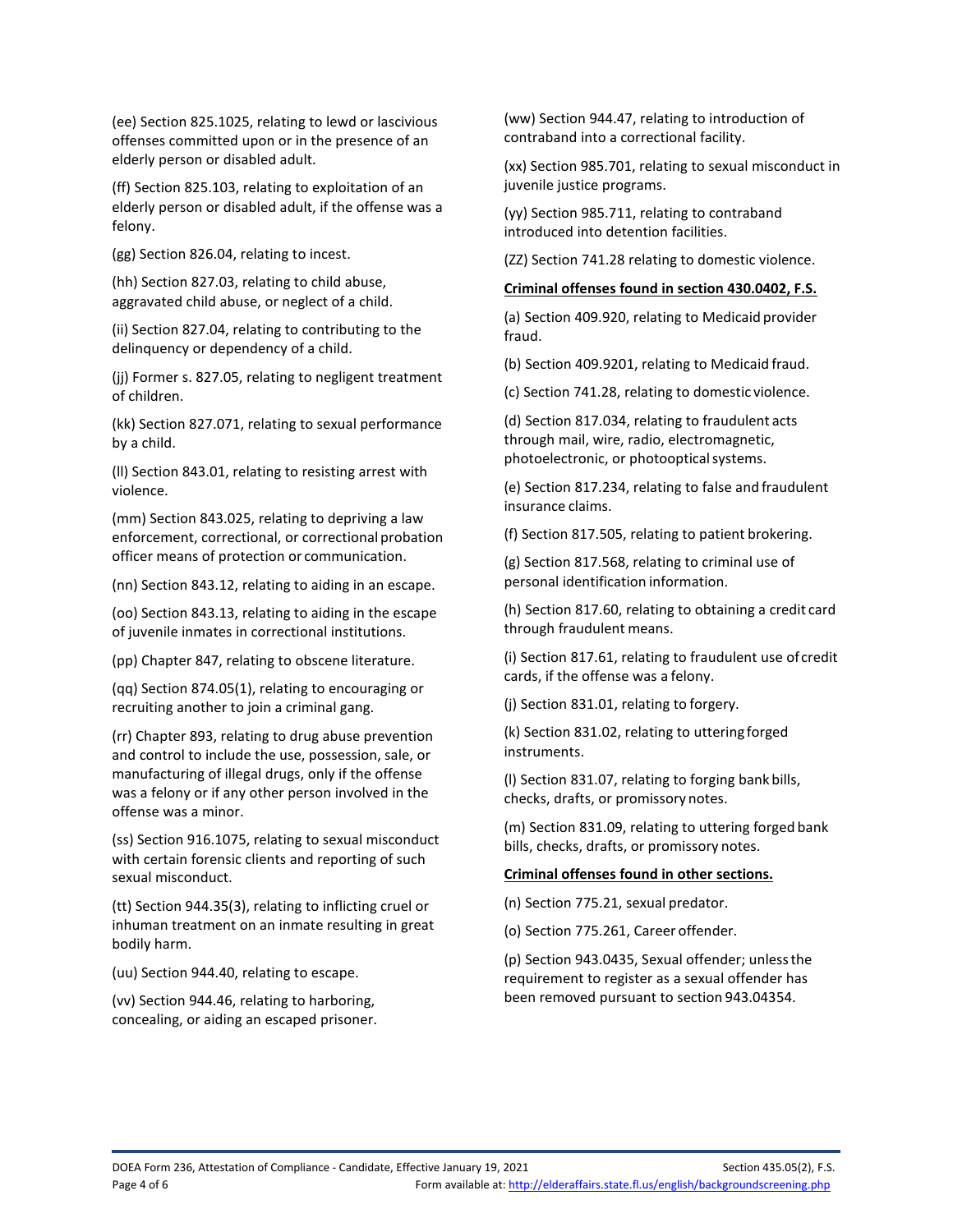(ee) Section 825.1025, relating to lewd or lascivious offenses committed upon or in the presence of an elderly person or disabled adult.

(ff) Section 825.103, relating to exploitation of an elderly person or disabled adult, if the offense was a felony.

(gg) Section 826.04, relating to incest.

(hh) Section 827.03, relating to child abuse, aggravated child abuse, or neglect of a child.

(ii) Section 827.04, relating to contributing to the delinquency or dependency of a child.

(jj) Former s. 827.05, relating to negligent treatment of children.

(kk) Section 827.071, relating to sexual performance by a child.

(ll) Section 843.01, relating to resisting arrest with violence.

(mm) Section 843.025, relating to depriving a law enforcement, correctional, or correctional probation officer means of protection or communication.

(nn) Section 843.12, relating to aiding in an escape.

(oo) Section 843.13, relating to aiding in the escape of juvenile inmates in correctional institutions.

(pp) Chapter 847, relating to obscene literature.

(qq) Section 874.05(1), relating to encouraging or recruiting another to join a criminal gang.

(rr) Chapter 893, relating to drug abuse prevention and control to include the use, possession, sale, or manufacturing of illegal drugs, only if the offense was a felony or if any other person involved in the offense was a minor.

(ss) Section 916.1075, relating to sexual misconduct with certain forensic clients and reporting of such sexual misconduct.

(tt) Section 944.35(3), relating to inflicting cruel or inhuman treatment on an inmate resulting in great bodily harm.

(uu) Section 944.40, relating to escape.

(vv) Section 944.46, relating to harboring, concealing, or aiding an escaped prisoner.

(ww) Section 944.47, relating to introduction of contraband into a correctional facility.

(xx) Section 985.701, relating to sexual misconduct in juvenile justice programs.

(yy) Section 985.711, relating to contraband introduced into detention facilities.

(ZZ) Section 741.28 relating to domestic violence.

**Criminal offenses found in section 430.0402, F.S.**

(a) Section 409.920, relating to Medicaid provider fraud.

(b) Section 409.9201, relating to Medicaid fraud.

(c) Section 741.28, relating to domestic violence.

(d) Section 817.034, relating to fraudulent acts through mail, wire, radio, electromagnetic, photoelectronic, or photooptical systems.

(e) Section 817.234, relating to false and fraudulent insurance claims.

(f) Section 817.505, relating to patient brokering.

(g) Section 817.568, relating to criminal use of personal identification information.

(h) Section 817.60, relating to obtaining a credit card through fraudulent means.

(i) Section 817.61, relating to fraudulent use of credit cards, if the offense was a felony.

(j) Section 831.01, relating to forgery.

(k) Section 831.02, relating to uttering forged instruments.

(l) Section 831.07, relating to forging bank bills, checks, drafts, or promissory notes.

(m) Section 831.09, relating to uttering forged bank bills, checks, drafts, or promissory notes.

**Criminal offenses found in other sections.**

(n) Section 775.21, sexual predator.

(o) Section 775.261, Career offender.

(p) Section 943.0435, Sexual offender; unless the requirement to register as a sexual offender has been removed pursuant to section 943.04354.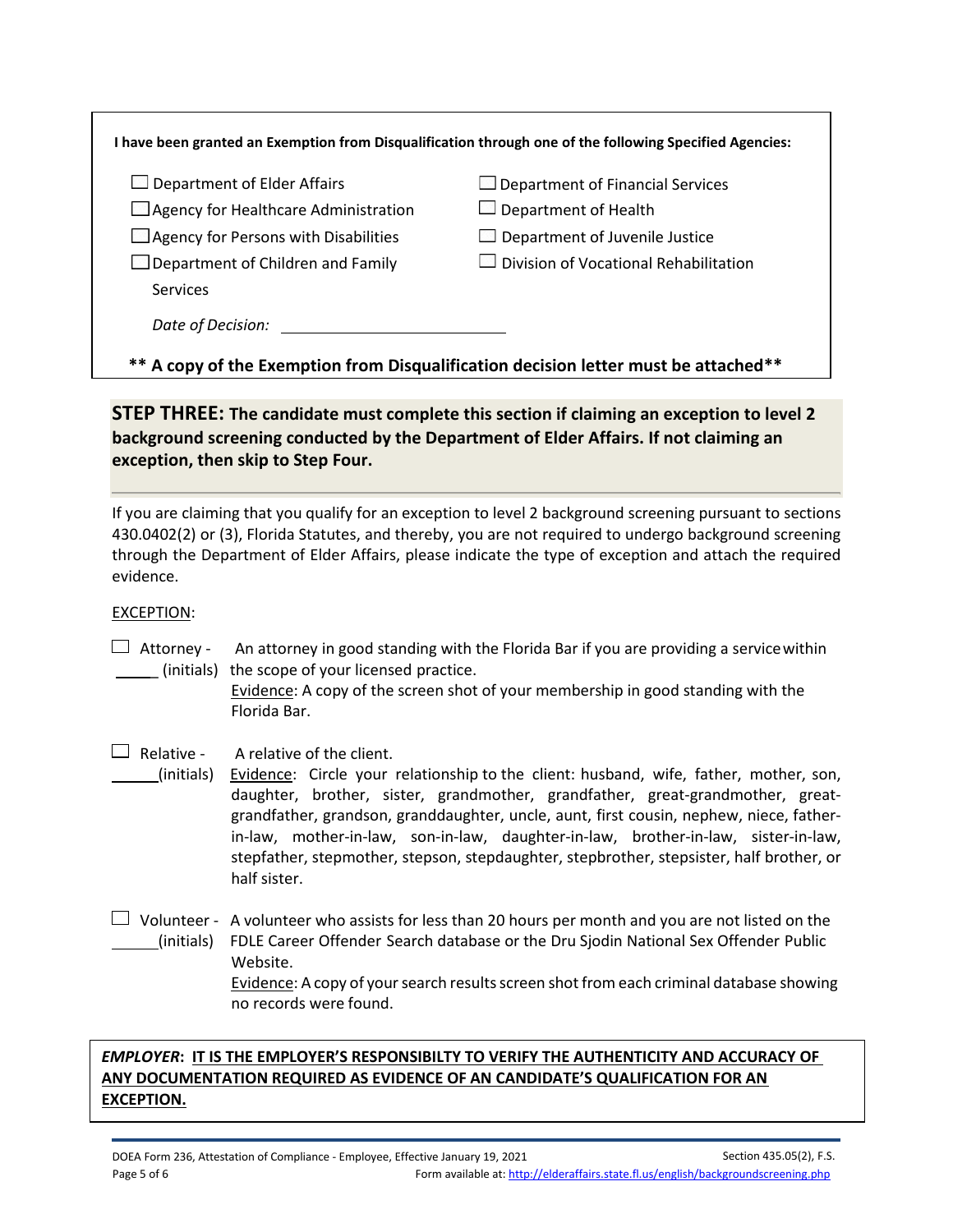**I have been granted an Exemption from Disqualification through one of the following Specified Agencies:**

- ☐ Department of Elder Affairs
- ☐ Agency for Healthcare Administration
- ☐ Agency for Persons with Disabilities
- ☐ Department of Children and Family Services
- ☐ Department of Financial Services
- ☐ Department of Health
- ☐ Department of Juvenile Justice
- ☐ Division of Vocational Rehabilitation

*Date of Decision:* ______________________

**\*\* A copy of the Exemption from Disqualification decision letter must be attached\*\***

## STEP THREE: The candidate must complete this section if claiming an exception to level 2 background screening conducted by the Department of Elder Affairs. If not claiming an exception, then skip to Step Four.

If you are claiming that you qualify for an exception to level 2 background screening pursuant to sections 430.0402(2) or (3), Florida Statutes, and thereby, you are not required to undergo background screening through the Department of Elder Affairs, please indicate the type of exception and attach the required evidence.

EXCEPTION:

☐ Attorney - _____ (initials) An attorney in good standing with the Florida Bar if you are providing a service within the scope of your licensed practice.
Evidence: A copy of the screen shot of your membership in good standing with the Florida Bar.

☐ Relative - _____ (initials) A relative of the client.
Evidence: Circle your relationship to the client: husband, wife, father, mother, son, daughter, brother, sister, grandmother, grandfather, great-grandmother, great-grandfather, grandson, granddaughter, uncle, aunt, first cousin, nephew, niece, father-in-law, mother-in-law, son-in-law, daughter-in-law, brother-in-law, sister-in-law, stepfather, stepmother, stepson, stepdaughter, stepbrother, stepsister, half brother, or half sister.

☐ Volunteer - _____ (initials) A volunteer who assists for less than 20 hours per month and you are not listed on the FDLE Career Offender Search database or the Dru Sjodin National Sex Offender Public Website.
Evidence: A copy of your search results screen shot from each criminal database showing no records were found.

***EMPLOYER*: IT IS THE EMPLOYER'S RESPONSIBILTY TO VERIFY THE AUTHENTICITY AND ACCURACY OF ANY DOCUMENTATION REQUIRED AS EVIDENCE OF AN CANDIDATE'S QUALIFICATION FOR AN EXCEPTION.**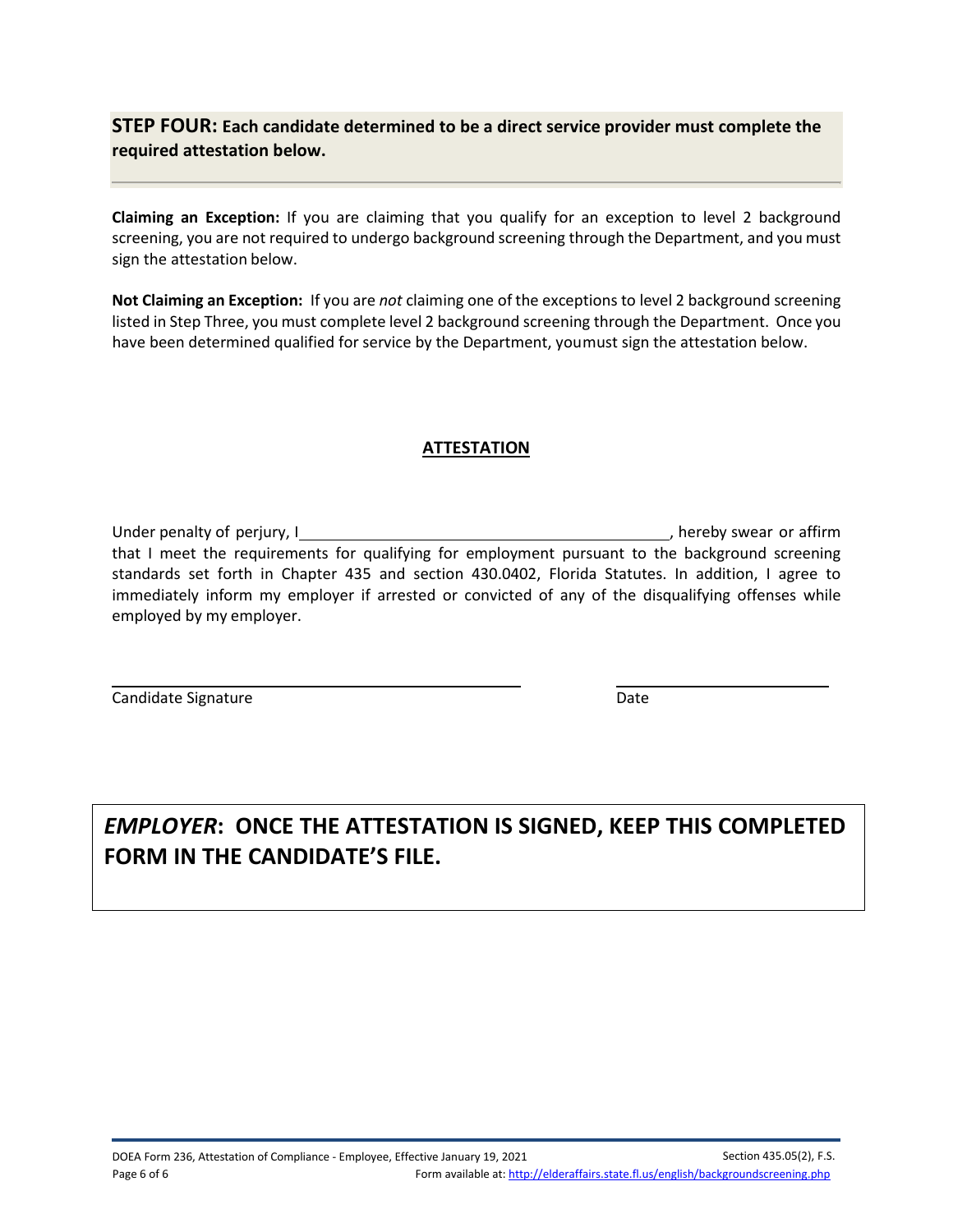## STEP FOUR: Each candidate determined to be a direct service provider must complete the required attestation below.

**Claiming an Exception:** If you are claiming that you qualify for an exception to level 2 background screening, you are not required to undergo background screening through the Department, and you must sign the attestation below.

**Not Claiming an Exception:** If you are *not* claiming one of the exceptions to level 2 background screening listed in Step Three, you must complete level 2 background screening through the Department. Once you have been determined qualified for service by the Department, youmust sign the attestation below.

### ATTESTATION

Under penalty of perjury, I\_\_\_\_\_\_\_\_\_\_\_\_\_\_\_\_\_\_\_\_\_\_\_\_\_\_\_\_\_\_\_\_\_\_\_\_\_\_\_\_\_\_\_\_, hereby swear or affirm that I meet the requirements for qualifying for employment pursuant to the background screening standards set forth in Chapter 435 and section 430.0402, Florida Statutes. In addition, I agree to immediately inform my employer if arrested or convicted of any of the disqualifying offenses while employed by my employer.

\_\_\_\_\_\_\_\_\_\_\_\_\_\_\_\_\_\_\_\_\_\_\_\_\_\_\_\_\_\_\_\_\_\_\_\_\_\_\_\_\_\_\_\_ \_\_\_\_\_\_\_\_\_\_\_\_\_\_\_\_\_\_\_\_\_\_\_\_

Candidate Signature Date

## *EMPLOYER*: ONCE THE ATTESTATION IS SIGNED, KEEP THIS COMPLETED FORM IN THE CANDIDATE'S FILE.

DOEA Form 236, Attestation of Compliance - Employee, Effective January 19, 2021 Section 435.05(2), F.S.

Form available at: http://elderaffairs.state.fl.us/english/backgroundscreening.php